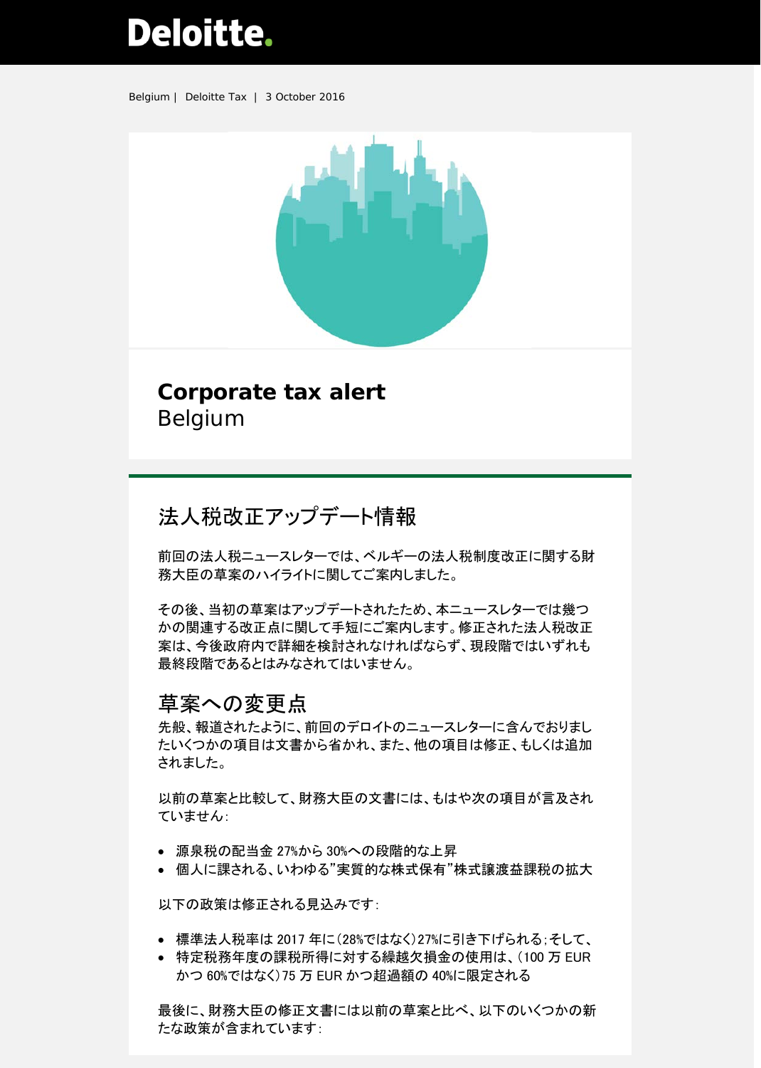Belgium | Deloitte Tax | 3 October 2016

# Corporate tax alert
Belgium

## 法人税改正アップデート情報

前回の法人税ニュースレターでは、ベルギーの法人税制度改正に関する財務大臣の草案のハイライトに関してご案内しました。

その後、当初の草案はアップデートされたため、本ニュースレターでは幾つかの関連する改正点に関して手短にご案内します。修正された法人税改正案は、今後政府内で詳細を検討されなければならず、現段階ではいずれも最終段階であるとはみなされてはいません。

## 草案への変更点

先般、報道されたように、前回のデロイトのニュースレターに含んでおりましたいくつかの項目は文書から省かれ、また、他の項目は修正、もしくは追加されました。

以前の草案と比較して、財務大臣の文書には、もはや次の項目が言及されていません:

- 源泉税の配当金 27%から 30%への段階的な上昇
- 個人に課される、いわゆる"実質的な株式保有"株式譲渡益課税の拡大

以下の政策は修正される見込みです:

- 標準法人税率は 2017 年に(28%ではなく)27%に引き下げられる;そして、
- 特定税務年度の課税所得に対する繰越欠損金の使用は、(100 万 EUR かつ 60%ではなく)75 万 EUR かつ超過額の 40%に限定される

最後に、財務大臣の修正文書には以前の草案と比べ、以下のいくつかの新たな政策が含まれています: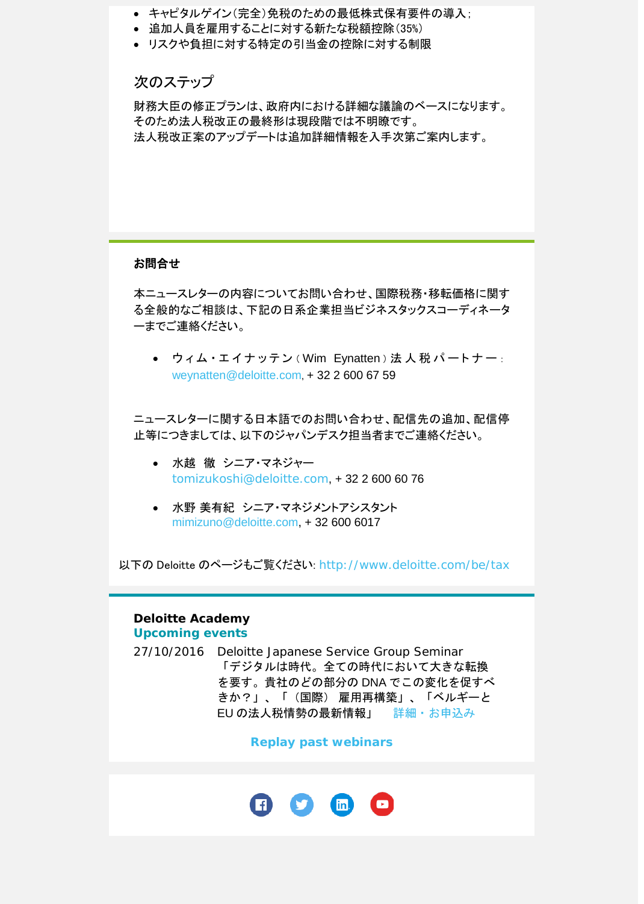- キャピタルゲイン(完全)免税のための最低株式保有要件の導入;
- 追加人員を雇用することに対する新たな税額控除(35%)
- リスクや負担に対する特定の引当金の控除に対する制限

## 次のステップ

財務大臣の修正プランは、政府内における詳細な議論のベースになります。そのため法人税改正の最終形は現段階では不明瞭です。
法人税改正案のアップデートは追加詳細情報を入手次第ご案内します。

**お問合せ**

本ニュースレターの内容についてお問い合わせ、国際税務・移転価格に関する全般的なご相談は、下記の日系企業担当ビジネスタックスコーディネーターまでご連絡ください。

- ウィム・エイナッテン(Wim Eynatten)法人税パートナー:
  weynatten@deloitte.com, + 32 2 600 67 59

ニュースレターに関する日本語でのお問い合わせ、配信先の追加、配信停止等につきましては、以下のジャパンデスク担当者までご連絡ください。

- 水越 徹 シニア・マネジャー
  tomizukoshi@deloitte.com, + 32 2 600 60 76

- 水野 美有紀 シニア・マネジメントアシスタント
  mimizuno@deloitte.com, + 32 600 6017

以下の Deloitte のページもご覧ください: http://www.deloitte.com/be/tax

**Deloitte Academy**
**Upcoming events**

27/10/2016 Deloitte Japanese Service Group Seminar 「デジタルは時代。全ての時代において大きな転換を要す。貴社のどの部分の DNA でこの変化を促すべきか?」、「(国際) 雇用再構築」、「ベルギーと EU の法人税情勢の最新情報」 詳細・お申込み

**Replay past webinars**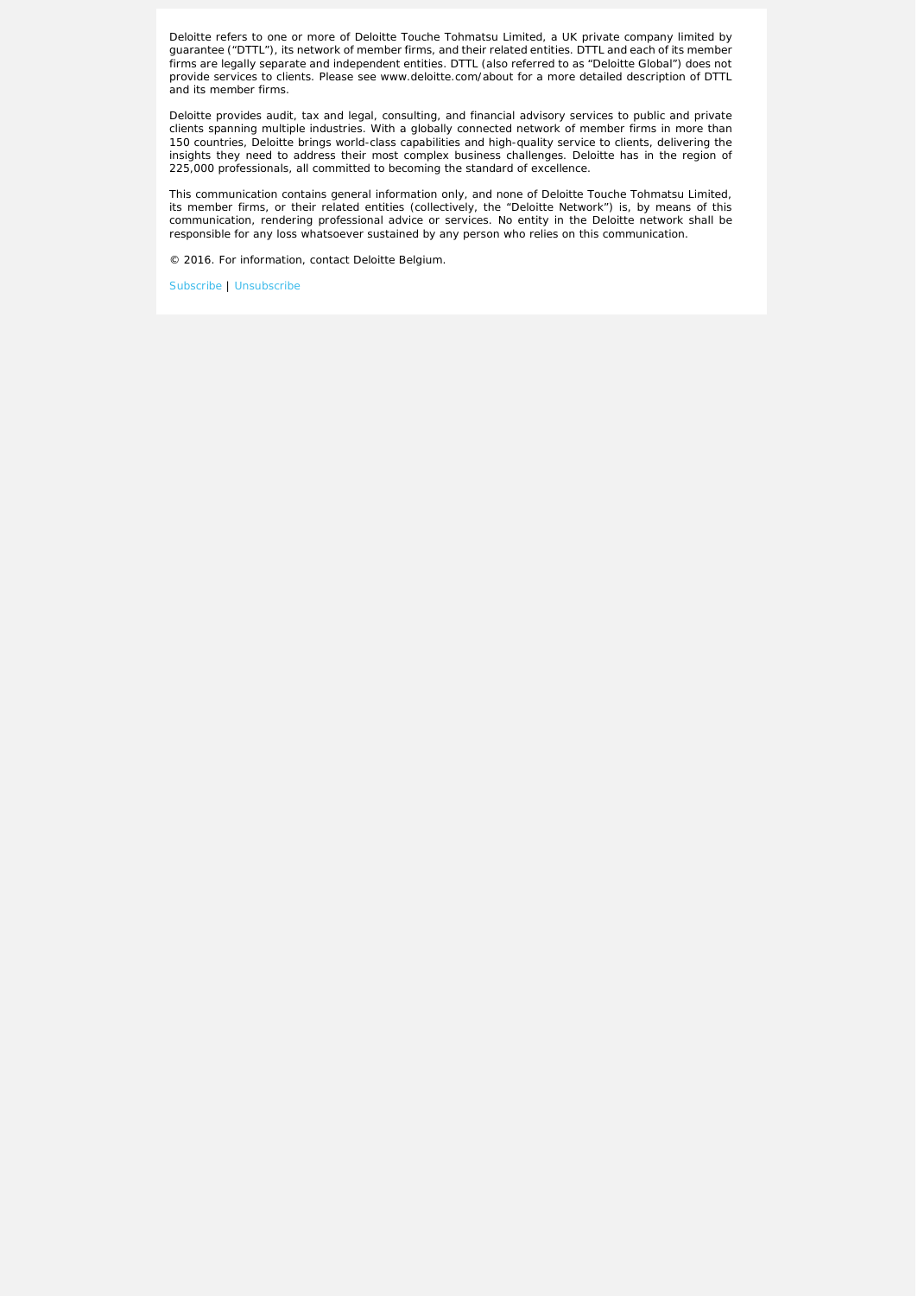Deloitte refers to one or more of Deloitte Touche Tohmatsu Limited, a UK private company limited by guarantee (“DTTL”), its network of member firms, and their related entities. DTTL and each of its member firms are legally separate and independent entities. DTTL (also referred to as “Deloitte Global”) does not provide services to clients. Please see www.deloitte.com/about for a more detailed description of DTTL and its member firms.

Deloitte provides audit, tax and legal, consulting, and financial advisory services to public and private clients spanning multiple industries. With a globally connected network of member firms in more than 150 countries, Deloitte brings world-class capabilities and high-quality service to clients, delivering the insights they need to address their most complex business challenges. Deloitte has in the region of 225,000 professionals, all committed to becoming the standard of excellence.

This communication contains general information only, and none of Deloitte Touche Tohmatsu Limited, its member firms, or their related entities (collectively, the “Deloitte Network”) is, by means of this communication, rendering professional advice or services. No entity in the Deloitte network shall be responsible for any loss whatsoever sustained by any person who relies on this communication.

© 2016. For information, contact Deloitte Belgium.

Subscribe | Unsubscribe